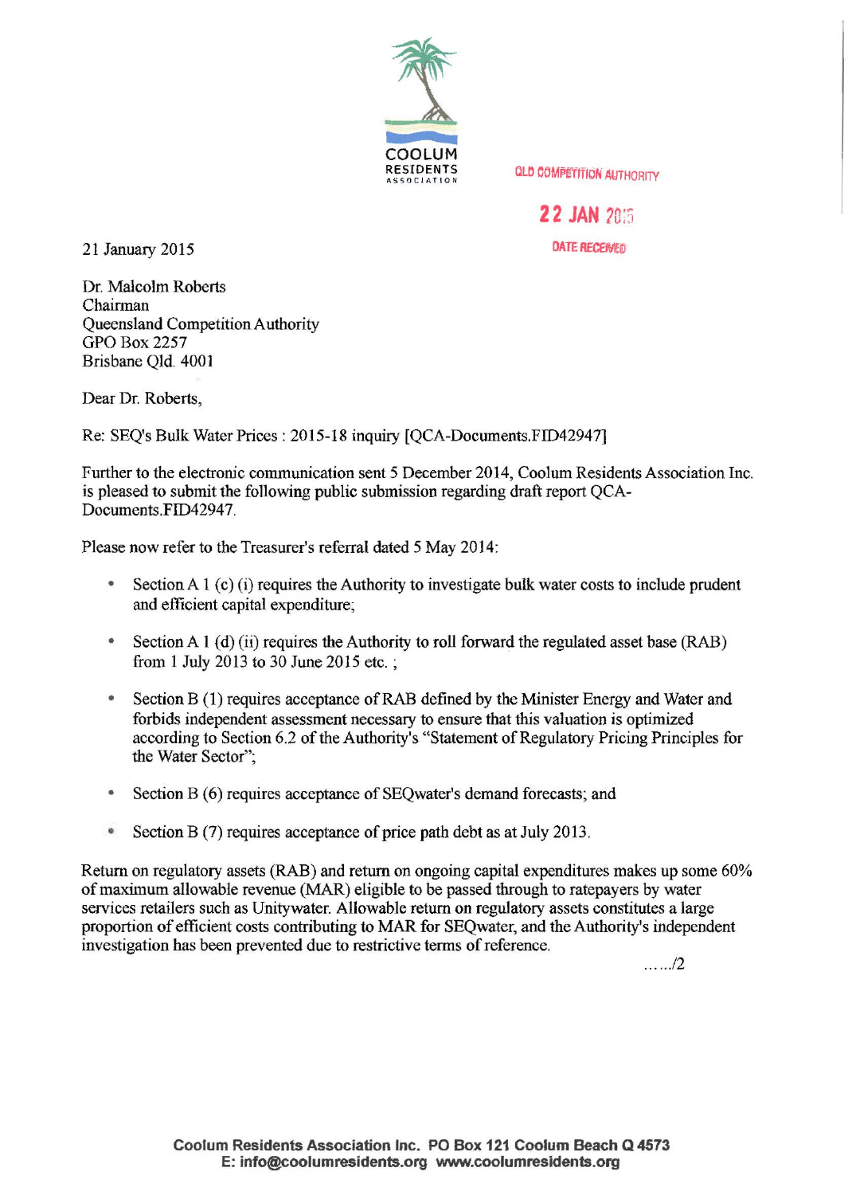COOLUM RESIDENTS ASSOCIATION

QLD COMPETITION AUTHORITY

22 JAN 2015

DATE RECEIVED

21 January 2015

Dr. Malcolm Roberts
Chairman
Queensland Competition Authority
GPO Box 2257
Brisbane Qld. 4001

Dear Dr. Roberts,

Re: SEQ's Bulk Water Prices : 2015-18 inquiry [QCA-Documents.FID42947]

Further to the electronic communication sent 5 December 2014, Coolum Residents Association Inc. is pleased to submit the following public submission regarding draft report QCA-Documents.FID42947.

Please now refer to the Treasurer's referral dated 5 May 2014:

- Section A 1 (c) (i) requires the Authority to investigate bulk water costs to include prudent and efficient capital expenditure;
- Section A 1 (d) (ii) requires the Authority to roll forward the regulated asset base (RAB) from 1 July 2013 to 30 June 2015 etc. ;
- Section B (1) requires acceptance of RAB defined by the Minister Energy and Water and forbids independent assessment necessary to ensure that this valuation is optimized according to Section 6.2 of the Authority's "Statement of Regulatory Pricing Principles for the Water Sector";
- Section B (6) requires acceptance of SEQwater's demand forecasts; and
- Section B (7) requires acceptance of price path debt as at July 2013.

Return on regulatory assets (RAB) and return on ongoing capital expenditures makes up some 60% of maximum allowable revenue (MAR) eligible to be passed through to ratepayers by water services retailers such as Unitywater. Allowable return on regulatory assets constitutes a large proportion of efficient costs contributing to MAR for SEQwater, and the Authority's independent investigation has been prevented due to restrictive terms of reference.

....../2

Coolum Residents Association Inc. PO Box 121 Coolum Beach Q 4573
E: info@coolumresidents.org www.coolumresidents.org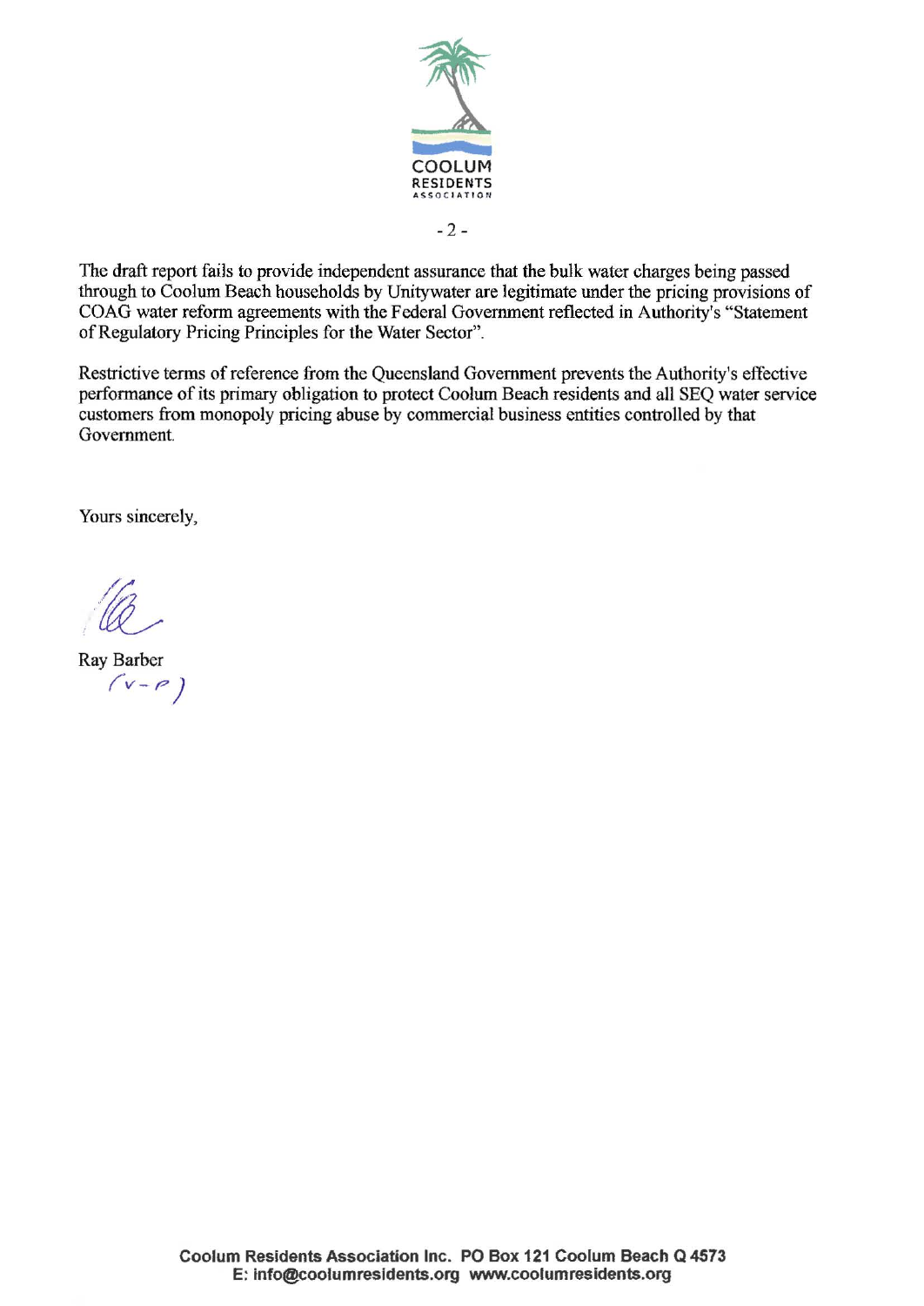COOLUM RESIDENTS ASSOCIATION

The draft report fails to provide independent assurance that the bulk water charges being passed through to Coolum Beach households by Unitywater are legitimate under the pricing provisions of COAG water reform agreements with the Federal Government reflected in Authority's "Statement of Regulatory Pricing Principles for the Water Sector".

Restrictive terms of reference from the Queensland Government prevents the Authority's effective performance of its primary obligation to protect Coolum Beach residents and all SEQ water service customers from monopoly pricing abuse by commercial business entities controlled by that Government.

Yours sincerely,

Ray Barber
(v-p)

**Coolum Residents Association Inc. PO Box 121 Coolum Beach Q 4573**
**E: info@coolumresidents.org www.coolumresidents.org**